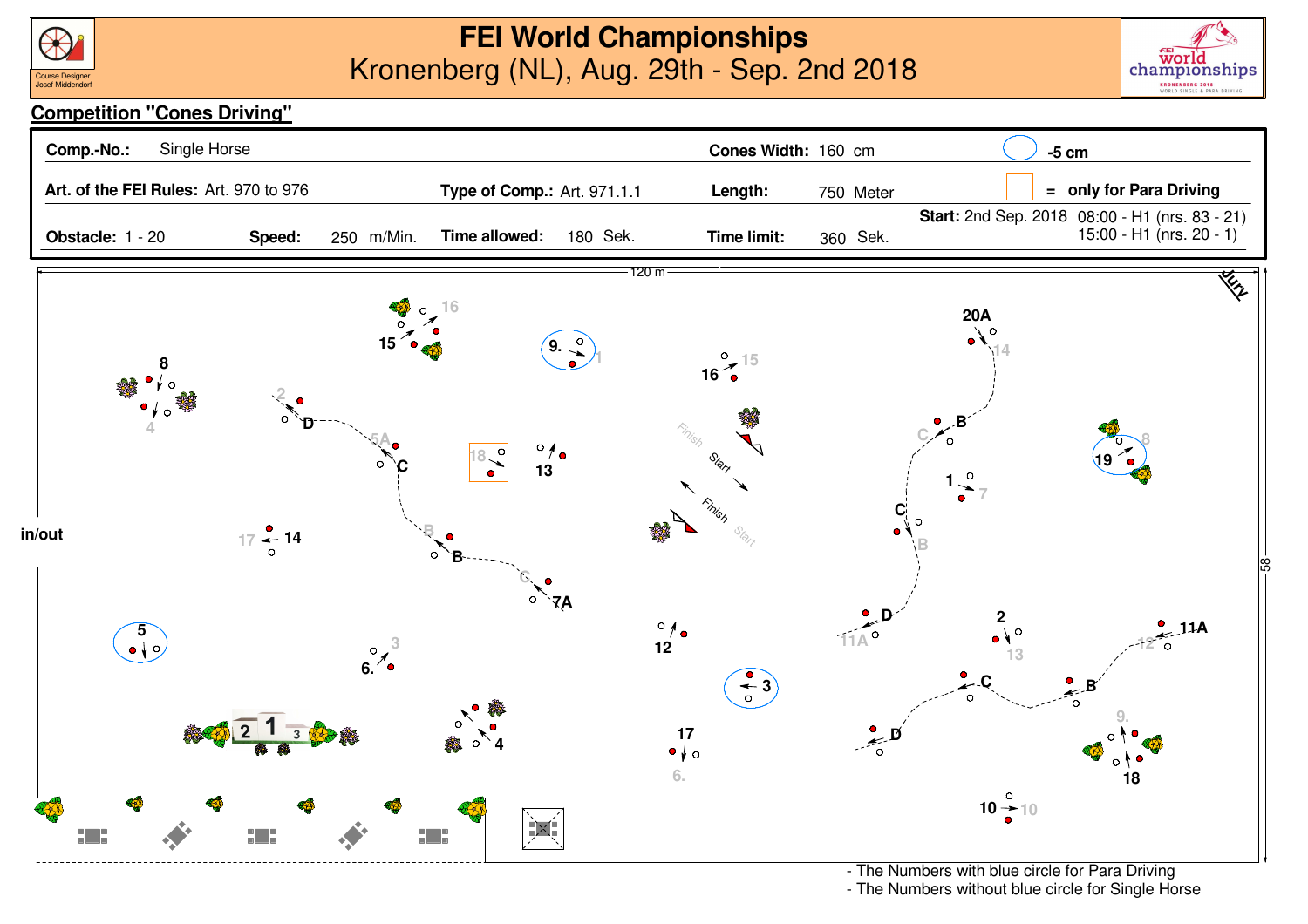# FEI World Championships

Kronenberg (NL), Aug. 29th - Sep. 2nd 2018

Course Designer Josef Middendorf

## Competition "Cones Driving"

| | | | |
|---|---|---|---|
| **Comp.-No.:** Single Horse | | **Cones Width:** 160 cm | -5 cm (blue circle) |
| **Art. of the FEI Rules:** Art. 970 to 976 | **Type of Comp.:** Art. 971.1.1 | **Length:** 750 Meter | = only for Para Driving (orange square) |
| **Obstacle:** 1 - 20 | **Speed:** 250 m/Min. | **Time allowed:** 180 Sek. | **Time limit:** 360 Sek. |

**Start:** 2nd Sep. 2018 08:00 - H1 (nrs. 83 - 21) 15:00 - H1 (nrs. 20 - 1)

120 m

58

Jury

in/out

Finish Start

Finish Start

- The Numbers with blue circle for Para Driving
- The Numbers without blue circle for Single Horse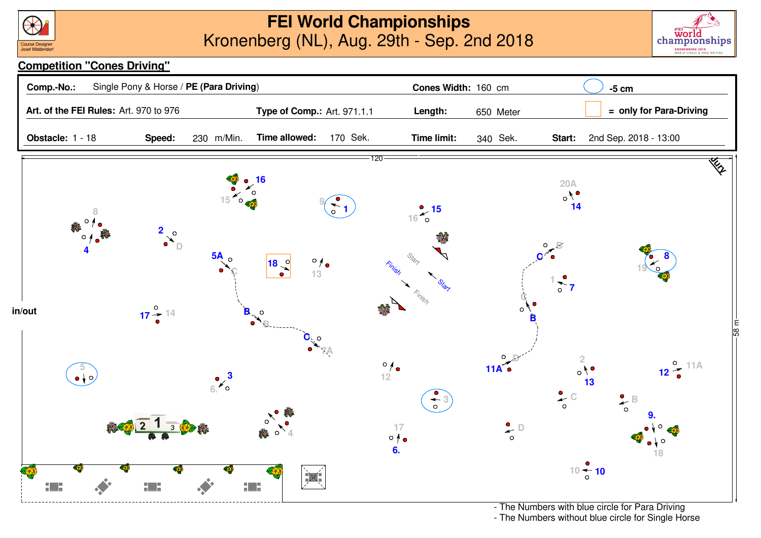# FEI World Championships

Kronenberg (NL), Aug. 29th - Sep. 2nd 2018

Course Designer Josef Middendorf

## Competition "Cones Driving"

| | | | | | | |
|---|---|---|---|---|---|---|
| **Comp.-No.:** Single Pony & Horse / **PE (Para Driving)** | | | **Cones Width:** 160 cm | | -5 cm | |
| **Art. of the FEI Rules:** Art. 970 to 976 | | **Type of Comp.:** Art. 971.1.1 | **Length:** 650 Meter | | = only for Para-Driving | |
| **Obstacle:** 1 - 18 | **Speed:** 230 m/Min. | **Time allowed:** 170 Sek. | **Time limit:** 340 Sek. | | **Start:** 2nd Sep. 2018 - 13:00 | |

120

58 m

Jury

in/out

Start

Finish

- The Numbers with blue circle for Para Driving
- The Numbers without blue circle for Single Horse